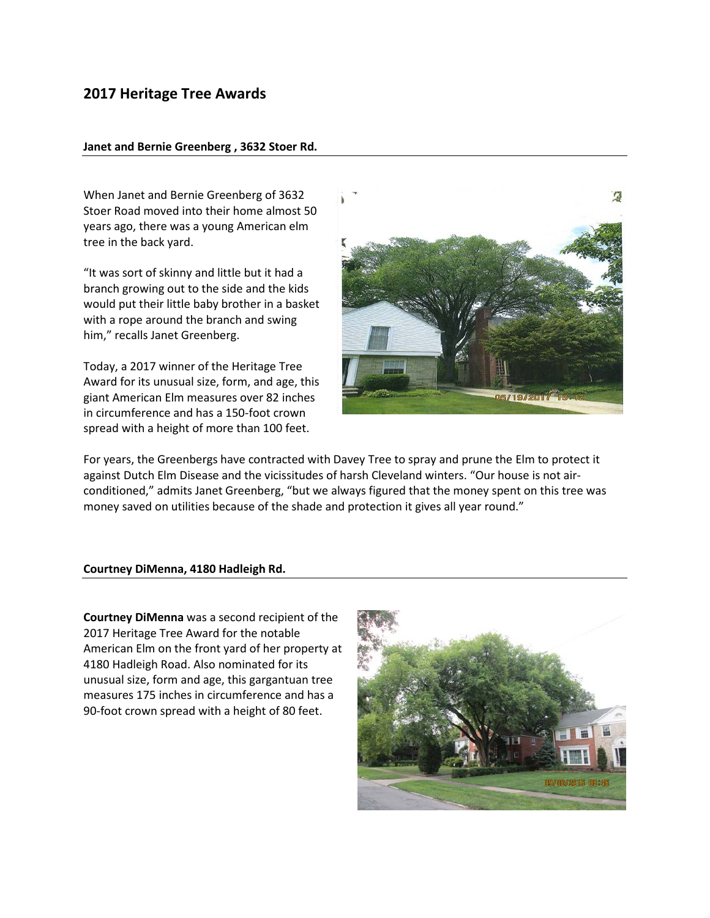# 2017 Heritage Tree Awards

**Janet and Bernie Greenberg , 3632 Stoer Rd.**

When Janet and Bernie Greenberg of 3632 Stoer Road moved into their home almost 50 years ago, there was a young American elm tree in the back yard.

“It was sort of skinny and little but it had a branch growing out to the side and the kids would put their little baby brother in a basket with a rope around the branch and swing him,” recalls Janet Greenberg.

Today, a 2017 winner of the Heritage Tree Award for its unusual size, form, and age, this giant American Elm measures over 82 inches in circumference and has a 150-foot crown spread with a height of more than 100 feet.

For years, the Greenbergs have contracted with Davey Tree to spray and prune the Elm to protect it against Dutch Elm Disease and the vicissitudes of harsh Cleveland winters. “Our house is not air-conditioned,” admits Janet Greenberg, “but we always figured that the money spent on this tree was money saved on utilities because of the shade and protection it gives all year round.”

**Courtney DiMenna, 4180 Hadleigh Rd.**

**Courtney DiMenna** was a second recipient of the 2017 Heritage Tree Award for the notable American Elm on the front yard of her property at 4180 Hadleigh Road. Also nominated for its unusual size, form and age, this gargantuan tree measures 175 inches in circumference and has a 90-foot crown spread with a height of 80 feet.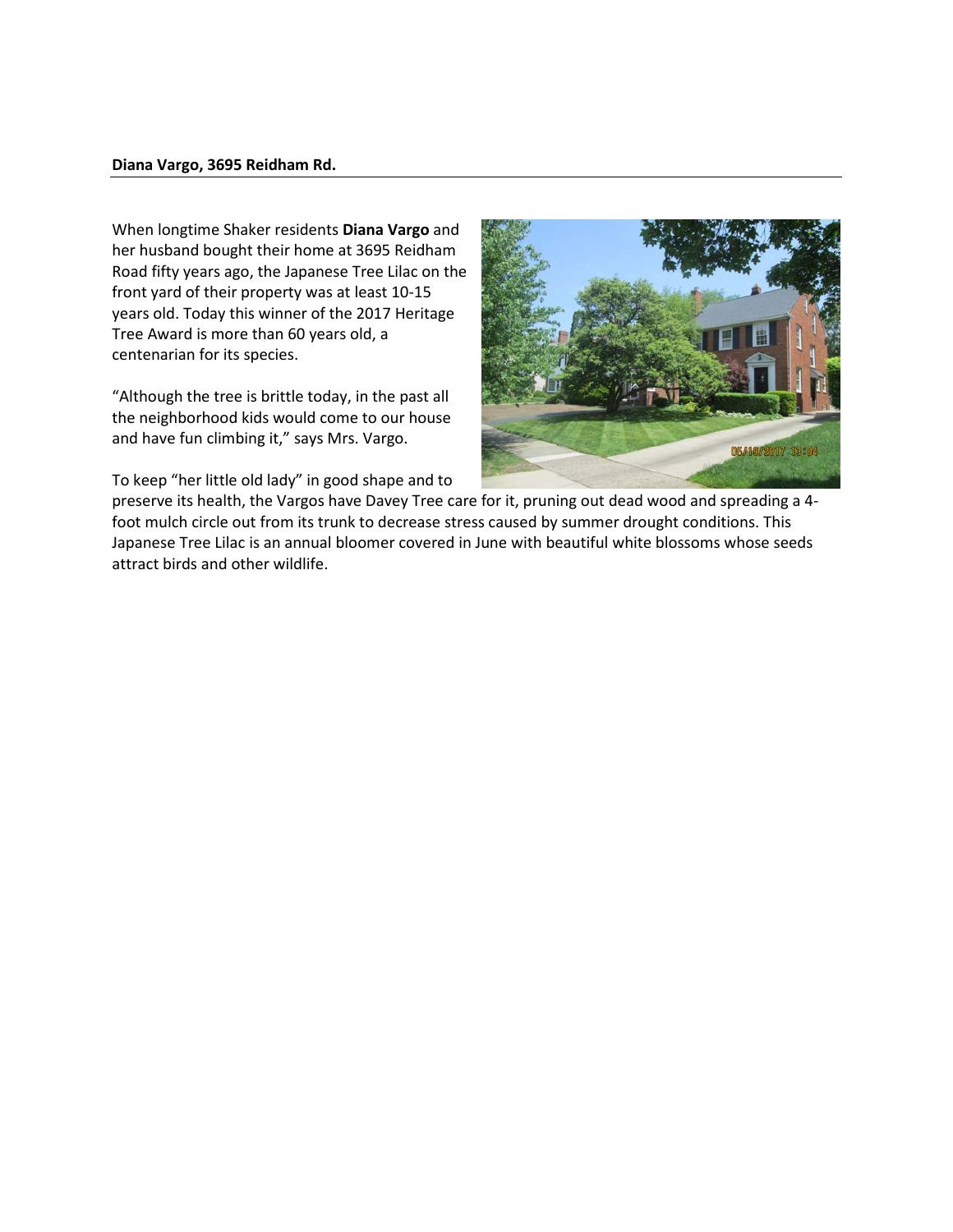**Diana Vargo, 3695 Reidham Rd.**

When longtime Shaker residents **Diana Vargo** and her husband bought their home at 3695 Reidham Road fifty years ago, the Japanese Tree Lilac on the front yard of their property was at least 10-15 years old. Today this winner of the 2017 Heritage Tree Award is more than 60 years old, a centenarian for its species.

"Although the tree is brittle today, in the past all the neighborhood kids would come to our house and have fun climbing it," says Mrs. Vargo.

To keep "her little old lady" in good shape and to preserve its health, the Vargos have Davey Tree care for it, pruning out dead wood and spreading a 4-foot mulch circle out from its trunk to decrease stress caused by summer drought conditions. This Japanese Tree Lilac is an annual bloomer covered in June with beautiful white blossoms whose seeds attract birds and other wildlife.